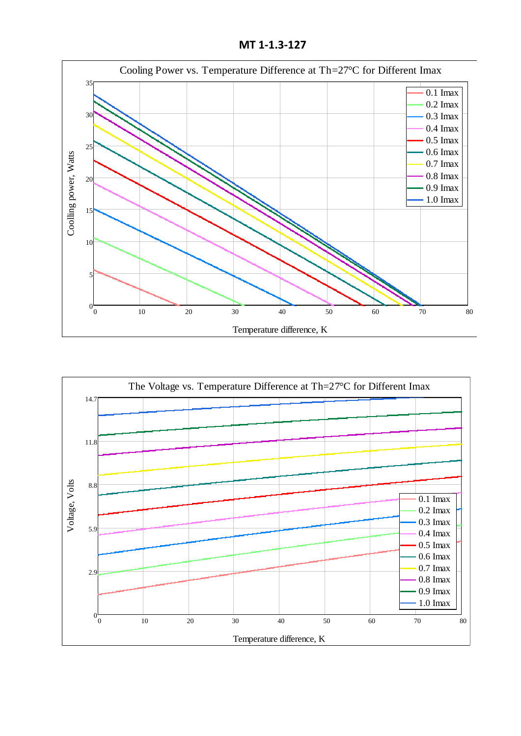# MT 1-1.3-127

Cooling Power vs. Temperature Difference at Th=27°C for Different Imax

Coolling power, Watts

Temperature difference, K

0.1 Imax
0.2 Imax
0.3 Imax
0.4 Imax
0.5 Imax
0.6 Imax
0.7 Imax
0.8 Imax
0.9 Imax
1.0 Imax

The Voltage vs. Temperature Difference at Th=27°C for Different Imax

Voltage, Volts

Temperature difference, K

0.1 Imax
0.2 Imax
0.3 Imax
0.4 Imax
0.5 Imax
0.6 Imax
0.7 Imax
0.8 Imax
0.9 Imax
1.0 Imax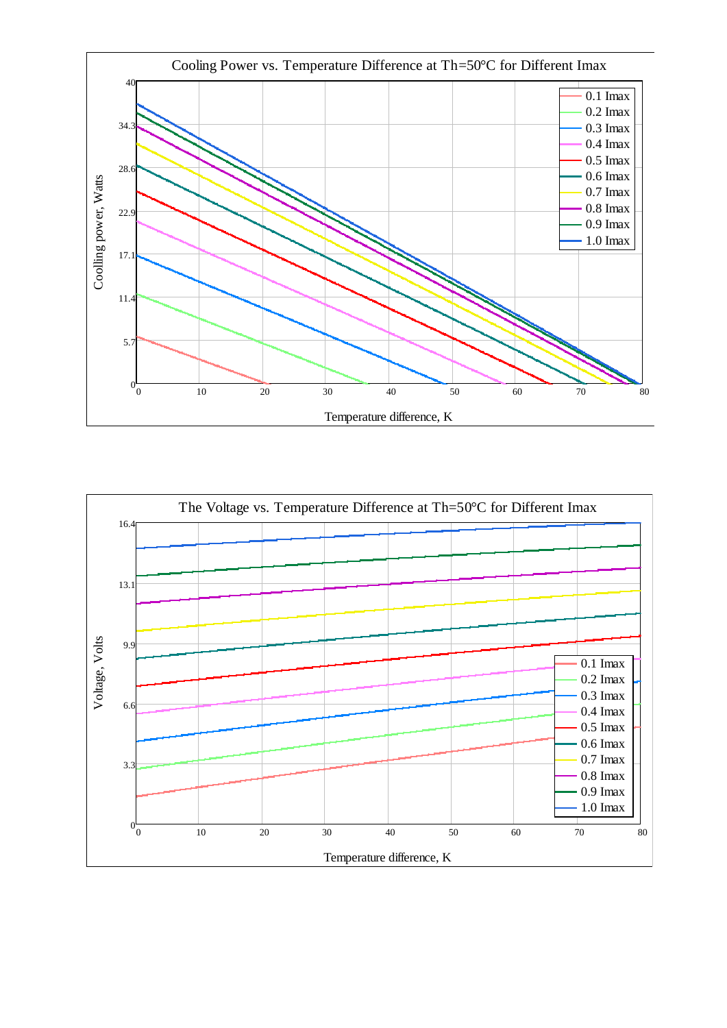Cooling Power vs. Temperature Difference at Th=50°C for Different Imax

Coolling power, Watts

40
34.3
28.6
22.9
17.1
11.4
5.7
0

0 10 20 30 40 50 60 70 80

Temperature difference, K

0.1 Imax
0.2 Imax
0.3 Imax
0.4 Imax
0.5 Imax
0.6 Imax
0.7 Imax
0.8 Imax
0.9 Imax
1.0 Imax

The Voltage vs. Temperature Difference at Th=50°C for Different Imax

Voltage, Volts

16.4
13.1
9.9
6.6
3.3
0

0 10 20 30 40 50 60 70 80

Temperature difference, K

0.1 Imax
0.2 Imax
0.3 Imax
0.4 Imax
0.5 Imax
0.6 Imax
0.7 Imax
0.8 Imax
0.9 Imax
1.0 Imax